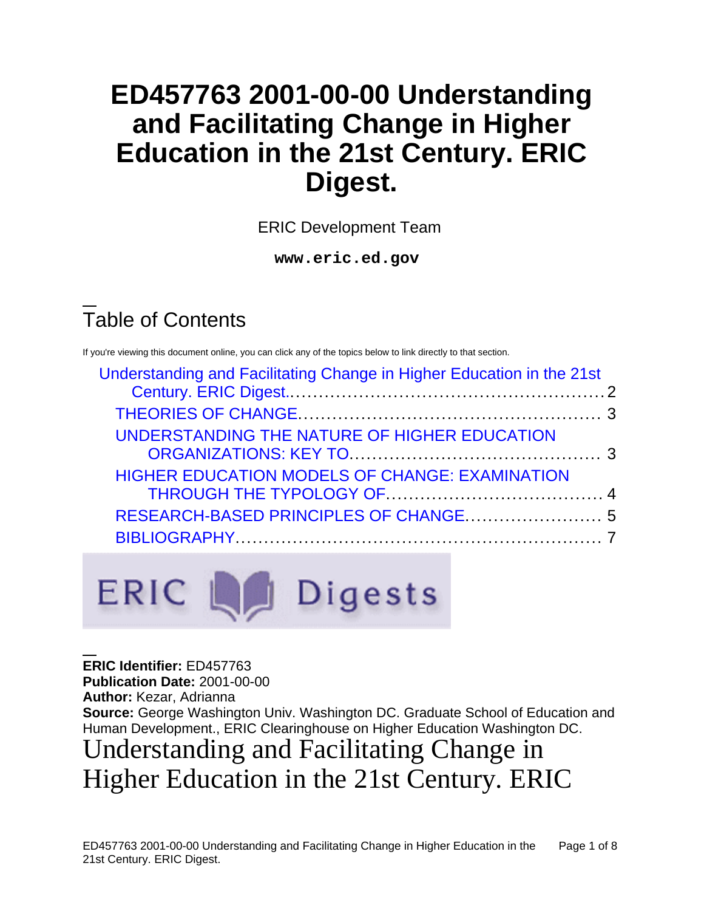# ED457763 2001-00-00 Understanding and Facilitating Change in Higher Education in the 21st Century. ERIC Digest.

ERIC Development Team

**www.eric.ed.gov**

## Table of Contents

If you're viewing this document online, you can click any of the topics below to link directly to that section.

- Understanding and Facilitating Change in Higher Education in the 21st Century. ERIC Digest.......... 2
  - THEORIES OF CHANGE.......... 3
  - UNDERSTANDING THE NATURE OF HIGHER EDUCATION ORGANIZATIONS: KEY TO.......... 3
  - HIGHER EDUCATION MODELS OF CHANGE: EXAMINATION THROUGH THE TYPOLOGY OF.......... 4
  - RESEARCH-BASED PRINCIPLES OF CHANGE.......... 5
  - BIBLIOGRAPHY.......... 7

ERIC Digests

**ERIC Identifier:** ED457763
**Publication Date:** 2001-00-00
**Author:** Kezar, Adrianna
**Source:** George Washington Univ. Washington DC. Graduate School of Education and Human Development., ERIC Clearinghouse on Higher Education Washington DC.

# Understanding and Facilitating Change in Higher Education in the 21st Century. ERIC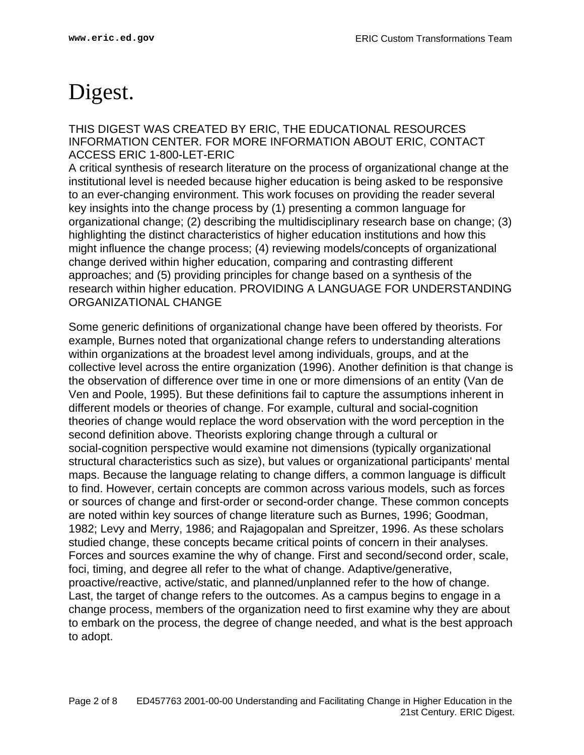# Digest.

THIS DIGEST WAS CREATED BY ERIC, THE EDUCATIONAL RESOURCES INFORMATION CENTER. FOR MORE INFORMATION ABOUT ERIC, CONTACT ACCESS ERIC 1-800-LET-ERIC

A critical synthesis of research literature on the process of organizational change at the institutional level is needed because higher education is being asked to be responsive to an ever-changing environment. This work focuses on providing the reader several key insights into the change process by (1) presenting a common language for organizational change; (2) describing the multidisciplinary research base on change; (3) highlighting the distinct characteristics of higher education institutions and how this might influence the change process; (4) reviewing models/concepts of organizational change derived within higher education, comparing and contrasting different approaches; and (5) providing principles for change based on a synthesis of the research within higher education. PROVIDING A LANGUAGE FOR UNDERSTANDING ORGANIZATIONAL CHANGE

Some generic definitions of organizational change have been offered by theorists. For example, Burnes noted that organizational change refers to understanding alterations within organizations at the broadest level among individuals, groups, and at the collective level across the entire organization (1996). Another definition is that change is the observation of difference over time in one or more dimensions of an entity (Van de Ven and Poole, 1995). But these definitions fail to capture the assumptions inherent in different models or theories of change. For example, cultural and social-cognition theories of change would replace the word observation with the word perception in the second definition above. Theorists exploring change through a cultural or social-cognition perspective would examine not dimensions (typically organizational structural characteristics such as size), but values or organizational participants' mental maps. Because the language relating to change differs, a common language is difficult to find. However, certain concepts are common across various models, such as forces or sources of change and first-order or second-order change. These common concepts are noted within key sources of change literature such as Burnes, 1996; Goodman, 1982; Levy and Merry, 1986; and Rajagopalan and Spreitzer, 1996. As these scholars studied change, these concepts became critical points of concern in their analyses. Forces and sources examine the why of change. First and second/second order, scale, foci, timing, and degree all refer to the what of change. Adaptive/generative, proactive/reactive, active/static, and planned/unplanned refer to the how of change. Last, the target of change refers to the outcomes. As a campus begins to engage in a change process, members of the organization need to first examine why they are about to embark on the process, the degree of change needed, and what is the best approach to adopt.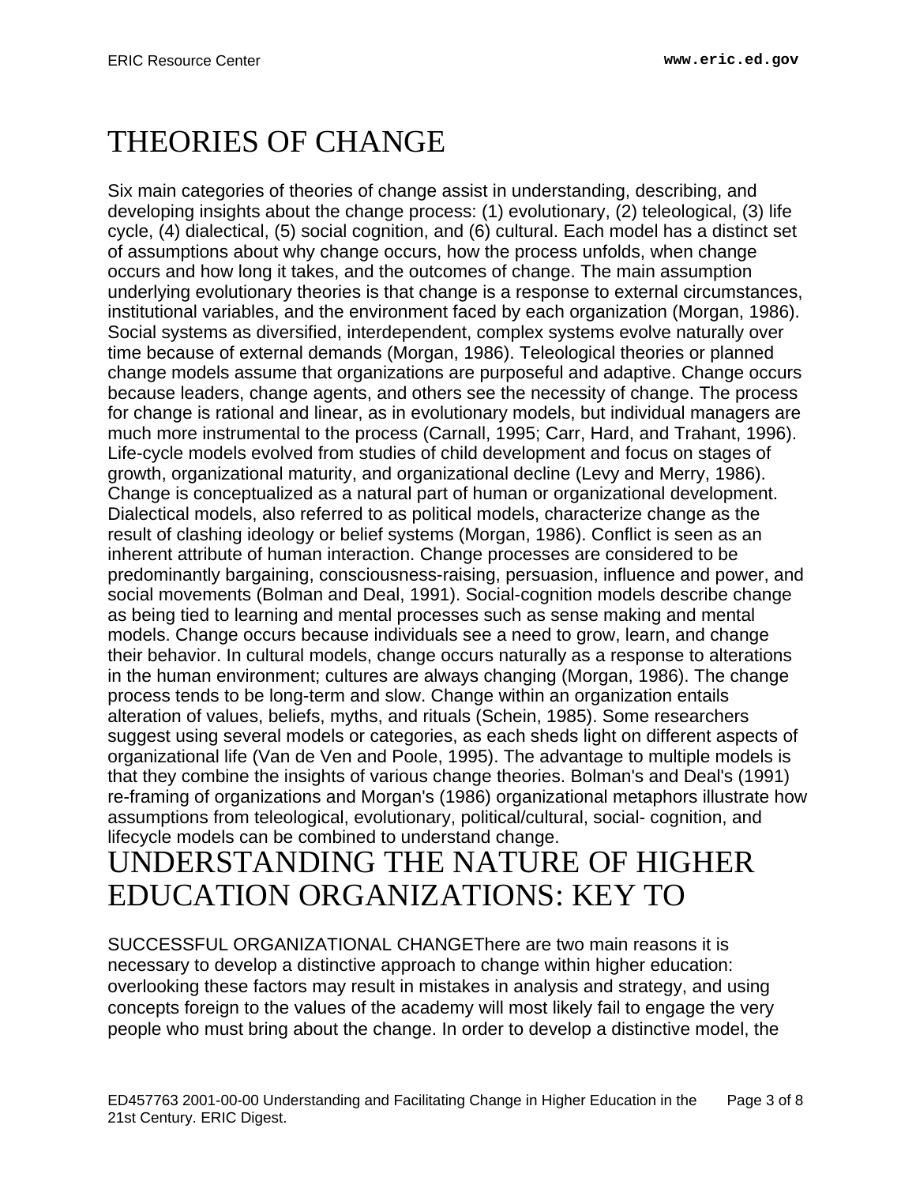# THEORIES OF CHANGE

Six main categories of theories of change assist in understanding, describing, and developing insights about the change process: (1) evolutionary, (2) teleological, (3) life cycle, (4) dialectical, (5) social cognition, and (6) cultural. Each model has a distinct set of assumptions about why change occurs, how the process unfolds, when change occurs and how long it takes, and the outcomes of change. The main assumption underlying evolutionary theories is that change is a response to external circumstances, institutional variables, and the environment faced by each organization (Morgan, 1986). Social systems as diversified, interdependent, complex systems evolve naturally over time because of external demands (Morgan, 1986). Teleological theories or planned change models assume that organizations are purposeful and adaptive. Change occurs because leaders, change agents, and others see the necessity of change. The process for change is rational and linear, as in evolutionary models, but individual managers are much more instrumental to the process (Carnall, 1995; Carr, Hard, and Trahant, 1996). Life-cycle models evolved from studies of child development and focus on stages of growth, organizational maturity, and organizational decline (Levy and Merry, 1986). Change is conceptualized as a natural part of human or organizational development. Dialectical models, also referred to as political models, characterize change as the result of clashing ideology or belief systems (Morgan, 1986). Conflict is seen as an inherent attribute of human interaction. Change processes are considered to be predominantly bargaining, consciousness-raising, persuasion, influence and power, and social movements (Bolman and Deal, 1991). Social-cognition models describe change as being tied to learning and mental processes such as sense making and mental models. Change occurs because individuals see a need to grow, learn, and change their behavior. In cultural models, change occurs naturally as a response to alterations in the human environment; cultures are always changing (Morgan, 1986). The change process tends to be long-term and slow. Change within an organization entails alteration of values, beliefs, myths, and rituals (Schein, 1985). Some researchers suggest using several models or categories, as each sheds light on different aspects of organizational life (Van de Ven and Poole, 1995). The advantage to multiple models is that they combine the insights of various change theories. Bolman's and Deal's (1991) re-framing of organizations and Morgan's (1986) organizational metaphors illustrate how assumptions from teleological, evolutionary, political/cultural, social- cognition, and lifecycle models can be combined to understand change.

# UNDERSTANDING THE NATURE OF HIGHER EDUCATION ORGANIZATIONS: KEY TO

SUCCESSFUL ORGANIZATIONAL CHANGEThere are two main reasons it is necessary to develop a distinctive approach to change within higher education: overlooking these factors may result in mistakes in analysis and strategy, and using concepts foreign to the values of the academy will most likely fail to engage the very people who must bring about the change. In order to develop a distinctive model, the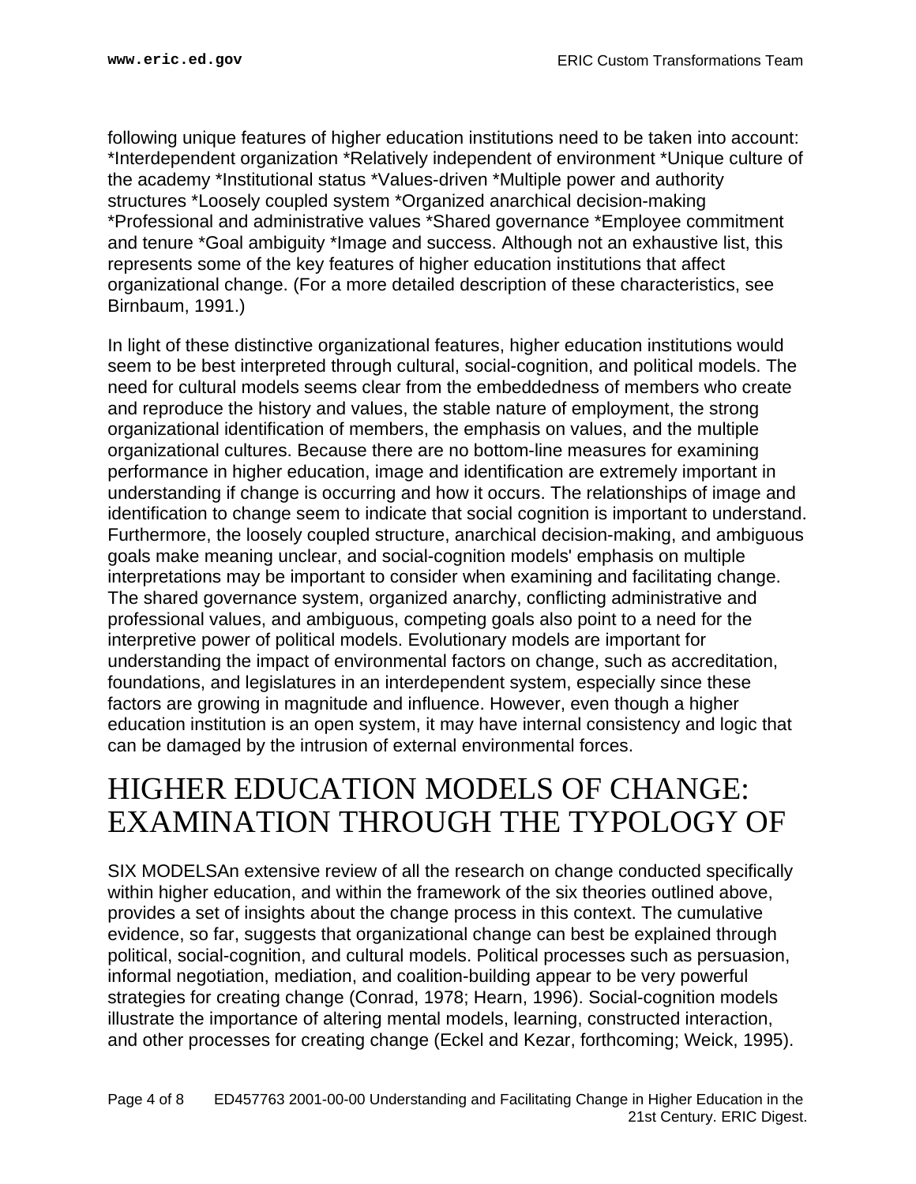following unique features of higher education institutions need to be taken into account: *Interdependent organization *Relatively independent of environment *Unique culture of the academy *Institutional status *Values-driven *Multiple power and authority structures *Loosely coupled system *Organized anarchical decision-making *Professional and administrative values *Shared governance *Employee commitment and tenure *Goal ambiguity *Image and success. Although not an exhaustive list, this represents some of the key features of higher education institutions that affect organizational change. (For a more detailed description of these characteristics, see Birnbaum, 1991.)

In light of these distinctive organizational features, higher education institutions would seem to be best interpreted through cultural, social-cognition, and political models. The need for cultural models seems clear from the embeddedness of members who create and reproduce the history and values, the stable nature of employment, the strong organizational identification of members, the emphasis on values, and the multiple organizational cultures. Because there are no bottom-line measures for examining performance in higher education, image and identification are extremely important in understanding if change is occurring and how it occurs. The relationships of image and identification to change seem to indicate that social cognition is important to understand. Furthermore, the loosely coupled structure, anarchical decision-making, and ambiguous goals make meaning unclear, and social-cognition models' emphasis on multiple interpretations may be important to consider when examining and facilitating change. The shared governance system, organized anarchy, conflicting administrative and professional values, and ambiguous, competing goals also point to a need for the interpretive power of political models. Evolutionary models are important for understanding the impact of environmental factors on change, such as accreditation, foundations, and legislatures in an interdependent system, especially since these factors are growing in magnitude and influence. However, even though a higher education institution is an open system, it may have internal consistency and logic that can be damaged by the intrusion of external environmental forces.

# HIGHER EDUCATION MODELS OF CHANGE: EXAMINATION THROUGH THE TYPOLOGY OF SIX MODELS

An extensive review of all the research on change conducted specifically within higher education, and within the framework of the six theories outlined above, provides a set of insights about the change process in this context. The cumulative evidence, so far, suggests that organizational change can best be explained through political, social-cognition, and cultural models. Political processes such as persuasion, informal negotiation, mediation, and coalition-building appear to be very powerful strategies for creating change (Conrad, 1978; Hearn, 1996). Social-cognition models illustrate the importance of altering mental models, learning, constructed interaction, and other processes for creating change (Eckel and Kezar, forthcoming; Weick, 1995).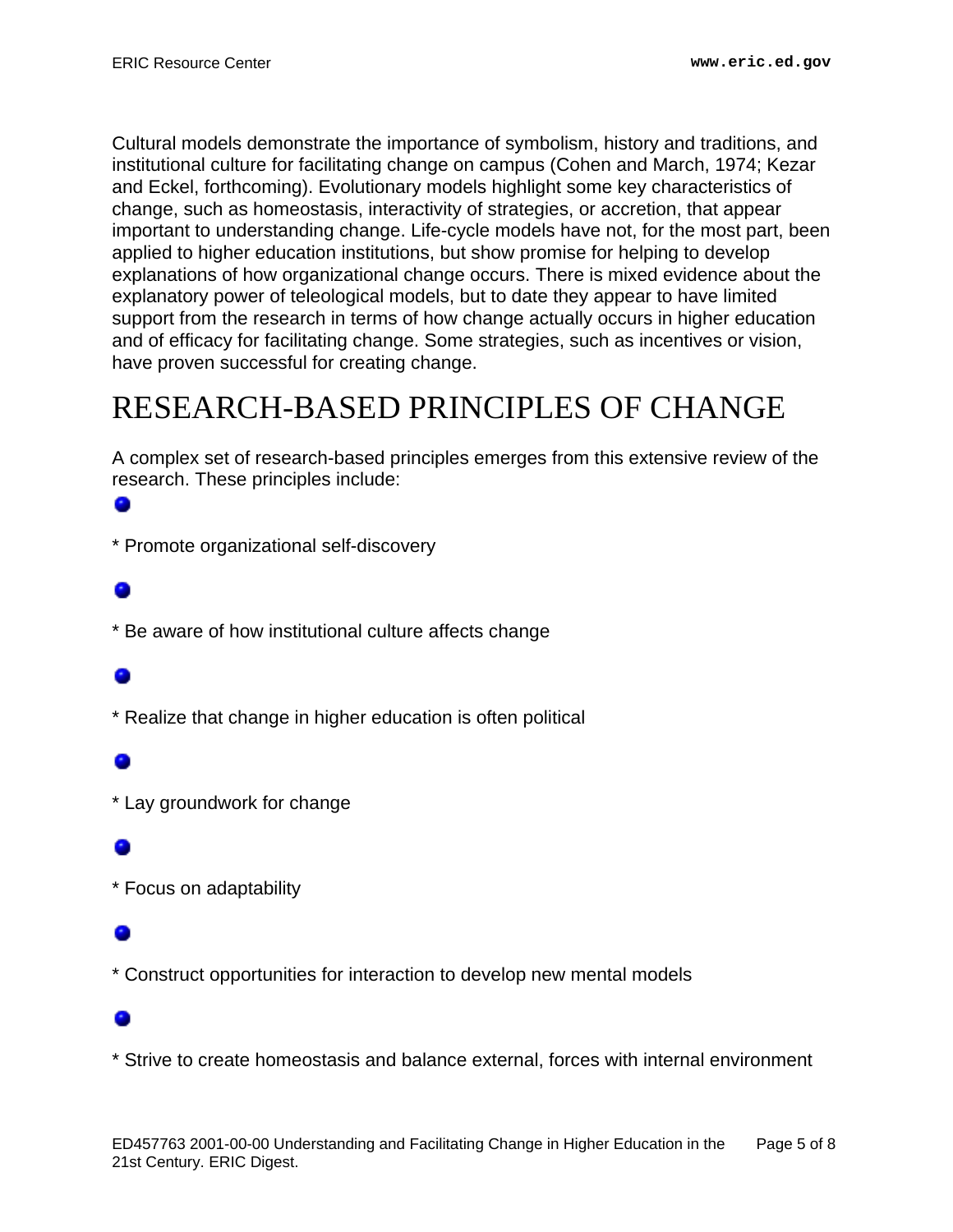Cultural models demonstrate the importance of symbolism, history and traditions, and institutional culture for facilitating change on campus (Cohen and March, 1974; Kezar and Eckel, forthcoming). Evolutionary models highlight some key characteristics of change, such as homeostasis, interactivity of strategies, or accretion, that appear important to understanding change. Life-cycle models have not, for the most part, been applied to higher education institutions, but show promise for helping to develop explanations of how organizational change occurs. There is mixed evidence about the explanatory power of teleological models, but to date they appear to have limited support from the research in terms of how change actually occurs in higher education and of efficacy for facilitating change. Some strategies, such as incentives or vision, have proven successful for creating change.

# RESEARCH-BASED PRINCIPLES OF CHANGE

A complex set of research-based principles emerges from this extensive review of the research. These principles include:

- * Promote organizational self-discovery
- * Be aware of how institutional culture affects change
- * Realize that change in higher education is often political
- * Lay groundwork for change
- * Focus on adaptability
- * Construct opportunities for interaction to develop new mental models
- * Strive to create homeostasis and balance external, forces with internal environment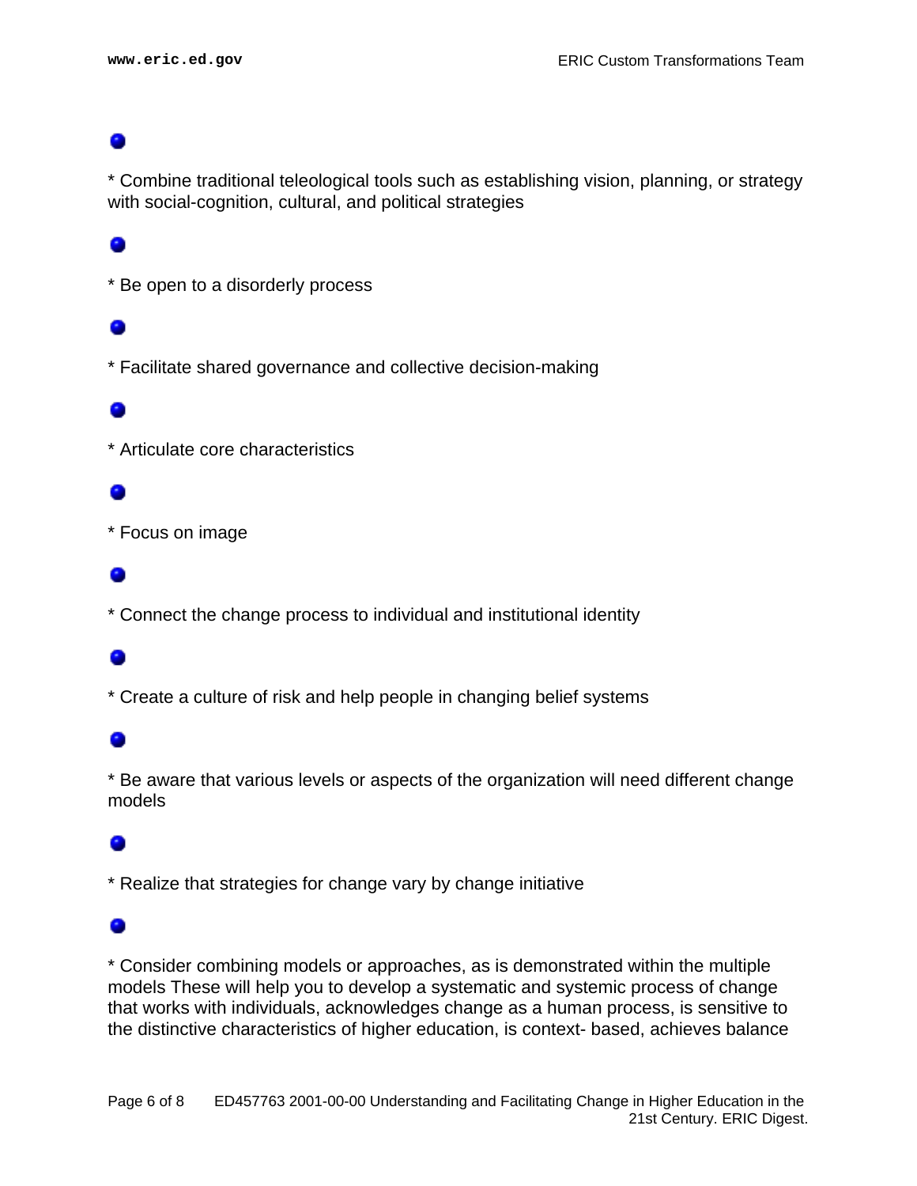* Combine traditional teleological tools such as establishing vision, planning, or strategy with social-cognition, cultural, and political strategies

* Be open to a disorderly process

* Facilitate shared governance and collective decision-making

* Articulate core characteristics

* Focus on image

* Connect the change process to individual and institutional identity

* Create a culture of risk and help people in changing belief systems

* Be aware that various levels or aspects of the organization will need different change models

* Realize that strategies for change vary by change initiative

* Consider combining models or approaches, as is demonstrated within the multiple models These will help you to develop a systematic and systemic process of change that works with individuals, acknowledges change as a human process, is sensitive to the distinctive characteristics of higher education, is context- based, achieves balance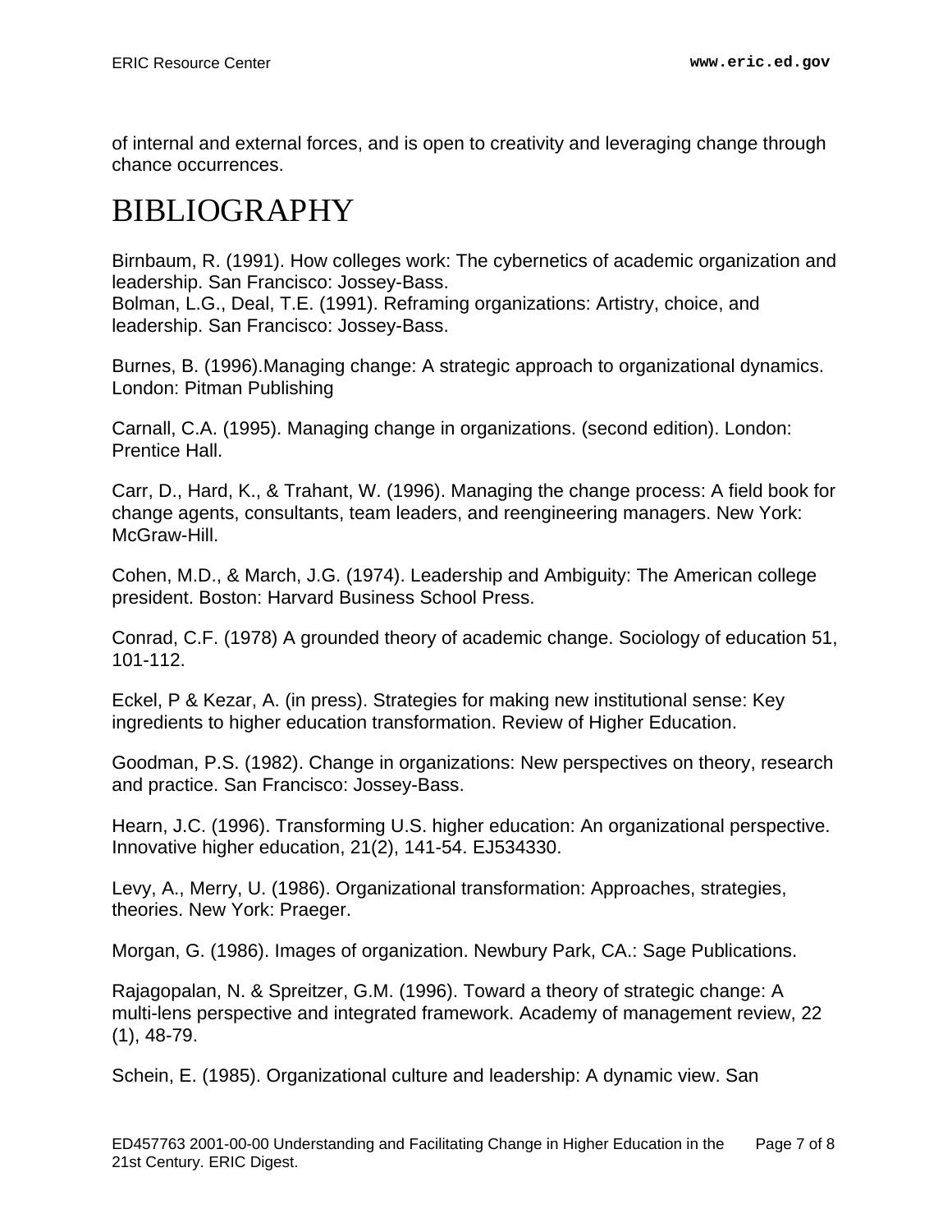of internal and external forces, and is open to creativity and leveraging change through chance occurrences.

# BIBLIOGRAPHY

Birnbaum, R. (1991). How colleges work: The cybernetics of academic organization and leadership. San Francisco: Jossey-Bass.
Bolman, L.G., Deal, T.E. (1991). Reframing organizations: Artistry, choice, and leadership. San Francisco: Jossey-Bass.

Burnes, B. (1996).Managing change: A strategic approach to organizational dynamics. London: Pitman Publishing

Carnall, C.A. (1995). Managing change in organizations. (second edition). London: Prentice Hall.

Carr, D., Hard, K., & Trahant, W. (1996). Managing the change process: A field book for change agents, consultants, team leaders, and reengineering managers. New York: McGraw-Hill.

Cohen, M.D., & March, J.G. (1974). Leadership and Ambiguity: The American college president. Boston: Harvard Business School Press.

Conrad, C.F. (1978) A grounded theory of academic change. Sociology of education 51, 101-112.

Eckel, P & Kezar, A. (in press). Strategies for making new institutional sense: Key ingredients to higher education transformation. Review of Higher Education.

Goodman, P.S. (1982). Change in organizations: New perspectives on theory, research and practice. San Francisco: Jossey-Bass.

Hearn, J.C. (1996). Transforming U.S. higher education: An organizational perspective. Innovative higher education, 21(2), 141-54. EJ534330.

Levy, A., Merry, U. (1986). Organizational transformation: Approaches, strategies, theories. New York: Praeger.

Morgan, G. (1986). Images of organization. Newbury Park, CA.: Sage Publications.

Rajagopalan, N. & Spreitzer, G.M. (1996). Toward a theory of strategic change: A multi-lens perspective and integrated framework. Academy of management review, 22 (1), 48-79.

Schein, E. (1985). Organizational culture and leadership: A dynamic view. San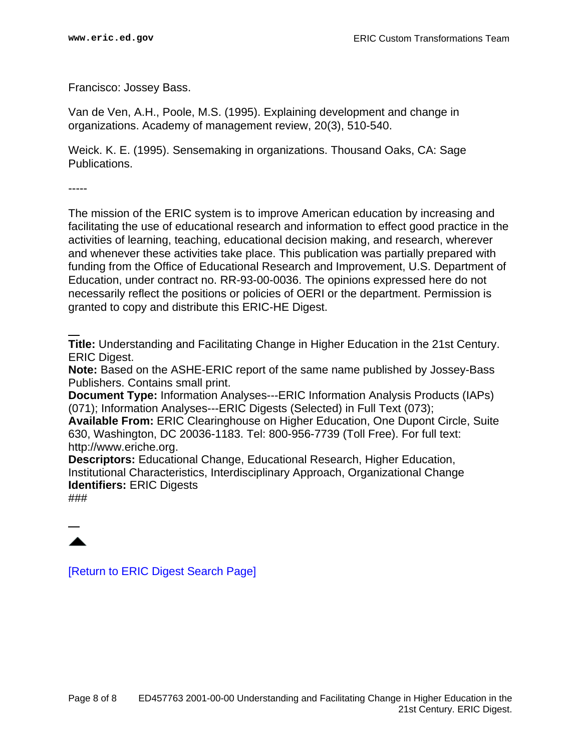Francisco: Jossey Bass.

Van de Ven, A.H., Poole, M.S. (1995). Explaining development and change in organizations. Academy of management review, 20(3), 510-540.

Weick. K. E. (1995). Sensemaking in organizations. Thousand Oaks, CA: Sage Publications.

-----

The mission of the ERIC system is to improve American education by increasing and facilitating the use of educational research and information to effect good practice in the activities of learning, teaching, educational decision making, and research, wherever and whenever these activities take place. This publication was partially prepared with funding from the Office of Educational Research and Improvement, U.S. Department of Education, under contract no. RR-93-00-0036. The opinions expressed here do not necessarily reflect the positions or policies of OERI or the department. Permission is granted to copy and distribute this ERIC-HE Digest.

---

**Title:** Understanding and Facilitating Change in Higher Education in the 21st Century. ERIC Digest.
**Note:** Based on the ASHE-ERIC report of the same name published by Jossey-Bass Publishers. Contains small print.
**Document Type:** Information Analyses---ERIC Information Analysis Products (IAPs) (071); Information Analyses---ERIC Digests (Selected) in Full Text (073);
**Available From:** ERIC Clearinghouse on Higher Education, One Dupont Circle, Suite 630, Washington, DC 20036-1183. Tel: 800-956-7739 (Toll Free). For full text: http://www.eriche.org.
**Descriptors:** Educational Change, Educational Research, Higher Education, Institutional Characteristics, Interdisciplinary Approach, Organizational Change
**Identifiers:** ERIC Digests
###

---

[Return to ERIC Digest Search Page]